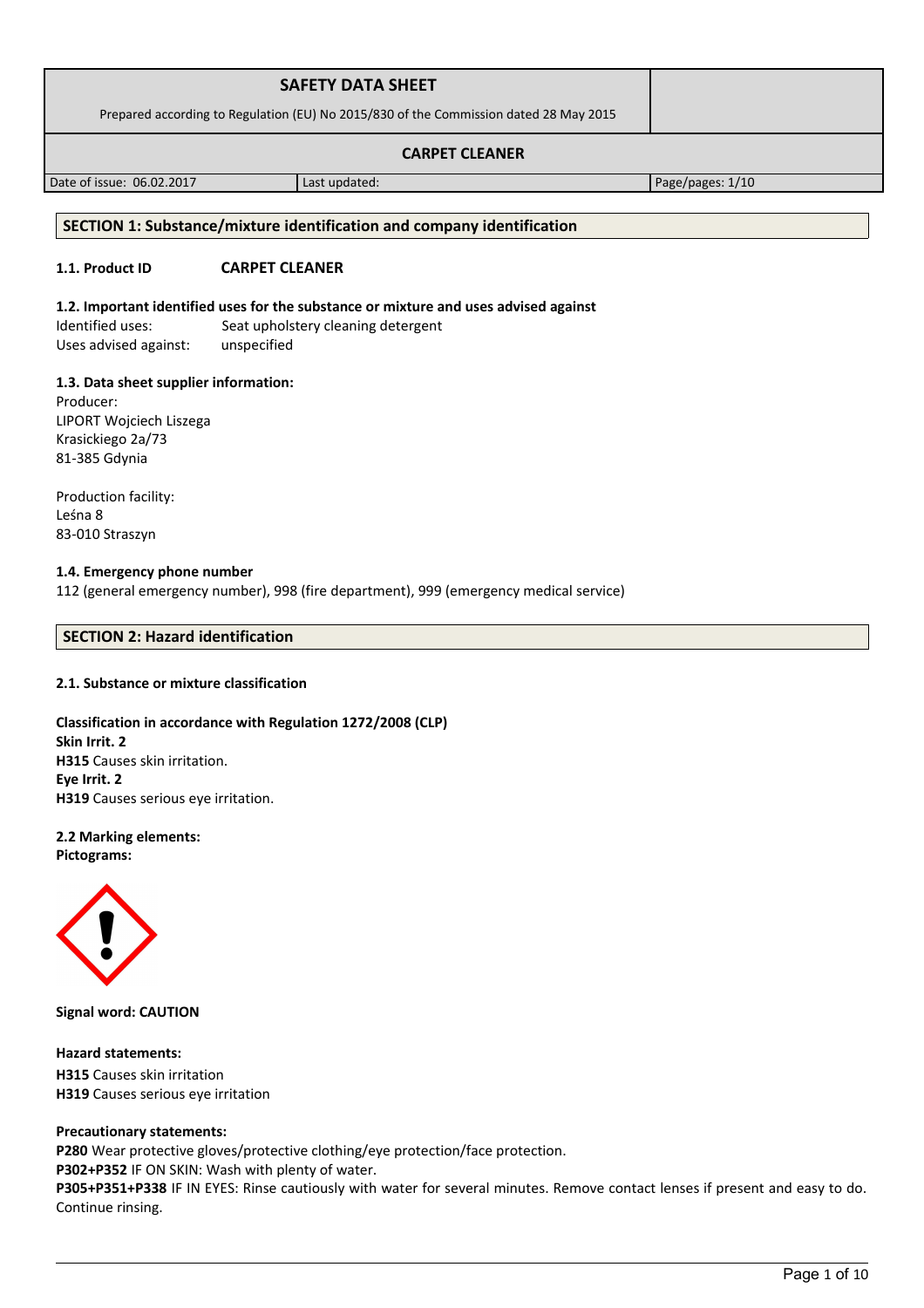| SAFETY DATA SHEET<br>Prepared according to Regulation (EU) No 2015/830 of the Commission dated 28 May 2015 | |
|---|---|
| **CARPET CLEANER** | |

| Date of issue: 06.02.2017 | Last updated: | Page/pages: 1/10 |
|---|---|---|

## SECTION 1: Substance/mixture identification and company identification

**1.1. Product ID** **CARPET CLEANER**

**1.2. Important identified uses for the substance or mixture and uses advised against**

Identified uses: Seat upholstery cleaning detergent

Uses advised against: unspecified

**1.3. Data sheet supplier information:**

Producer:
LIPORT Wojciech Liszega
Krasickiego 2a/73
81-385 Gdynia

Production facility:
Leśna 8
83-010 Straszyn

**1.4. Emergency phone number**

112 (general emergency number), 998 (fire department), 999 (emergency medical service)

## SECTION 2: Hazard identification

**2.1. Substance or mixture classification**

**Classification in accordance with Regulation 1272/2008 (CLP)**
**Skin Irrit. 2**
**H315** Causes skin irritation.
**Eye Irrit. 2**
**H319** Causes serious eye irritation.

**2.2 Marking elements:**
**Pictograms:**

**Signal word: CAUTION**

**Hazard statements:**
**H315** Causes skin irritation
**H319** Causes serious eye irritation

**Precautionary statements:**
**P280** Wear protective gloves/protective clothing/eye protection/face protection.
**P302+P352** IF ON SKIN: Wash with plenty of water.
**P305+P351+P338** IF IN EYES: Rinse cautiously with water for several minutes. Remove contact lenses if present and easy to do. Continue rinsing.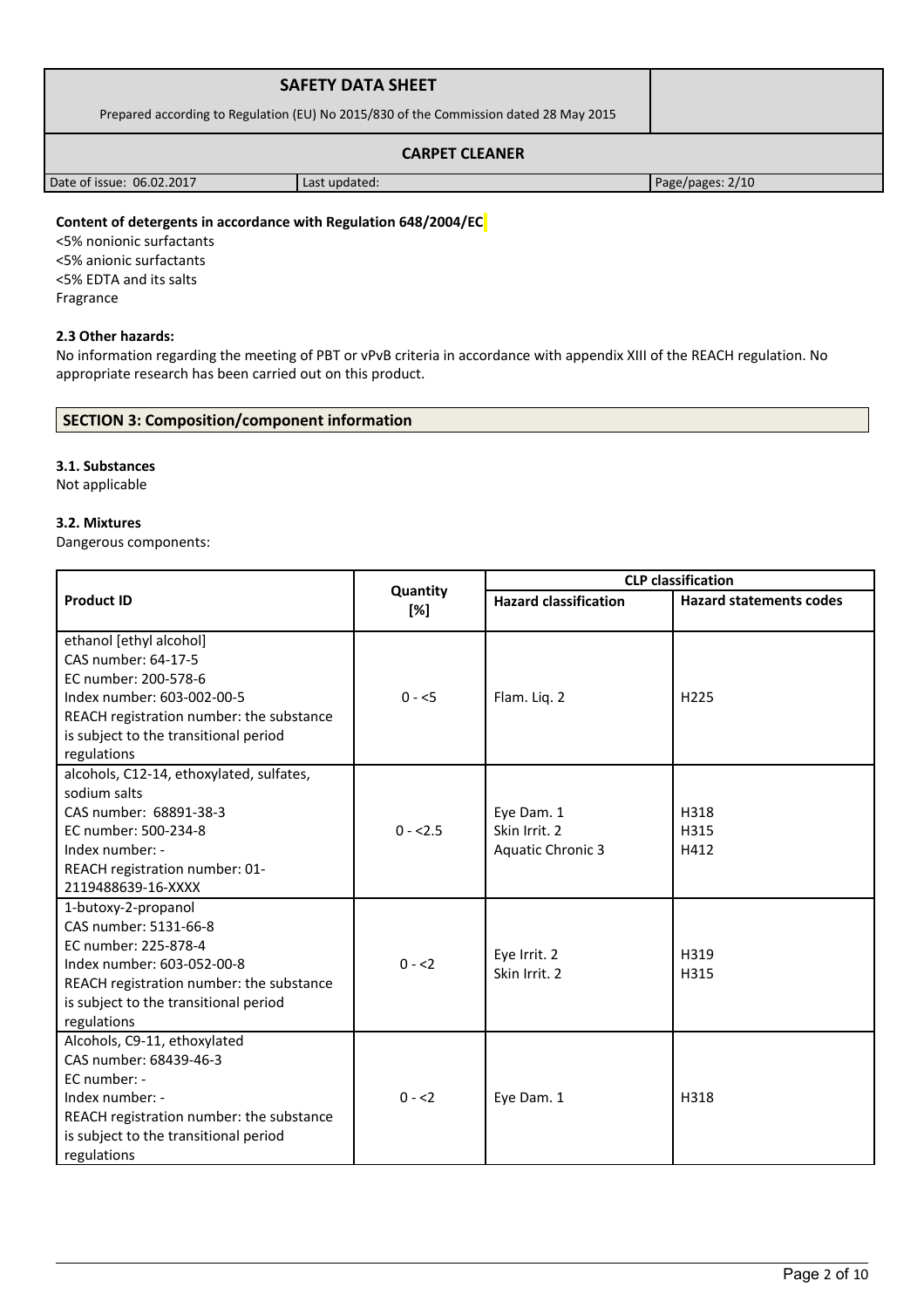**Content of detergents in accordance with Regulation 648/2004/EC**

<5% nonionic surfactants
<5% anionic surfactants
<5% EDTA and its salts
Fragrance

**2.3 Other hazards:**

No information regarding the meeting of PBT or vPvB criteria in accordance with appendix XIII of the REACH regulation. No appropriate research has been carried out on this product.

## SECTION 3: Composition/component information

**3.1. Substances**

Not applicable

**3.2. Mixtures**

Dangerous components:

| Product ID | Quantity [%] | CLP classification | |
|---|---|---|---|
| | | Hazard classification | Hazard statements codes |
| ethanol [ethyl alcohol]<br>CAS number: 64-17-5<br>EC number: 200-578-6<br>Index number: 603-002-00-5<br>REACH registration number: the substance is subject to the transitional period regulations | 0 - <5 | Flam. Liq. 2 | H225 |
| alcohols, C12-14, ethoxylated, sulfates, sodium salts<br>CAS number: 68891-38-3<br>EC number: 500-234-8<br>Index number: -<br>REACH registration number: 01-2119488639-16-XXXX | 0 - <2.5 | Eye Dam. 1<br>Skin Irrit. 2<br>Aquatic Chronic 3 | H318<br>H315<br>H412 |
| 1-butoxy-2-propanol<br>CAS number: 5131-66-8<br>EC number: 225-878-4<br>Index number: 603-052-00-8<br>REACH registration number: the substance is subject to the transitional period regulations | 0 - <2 | Eye Irrit. 2<br>Skin Irrit. 2 | H319<br>H315 |
| Alcohols, C9-11, ethoxylated<br>CAS number: 68439-46-3<br>EC number: -<br>Index number: -<br>REACH registration number: the substance is subject to the transitional period regulations | 0 - <2 | Eye Dam. 1 | H318 |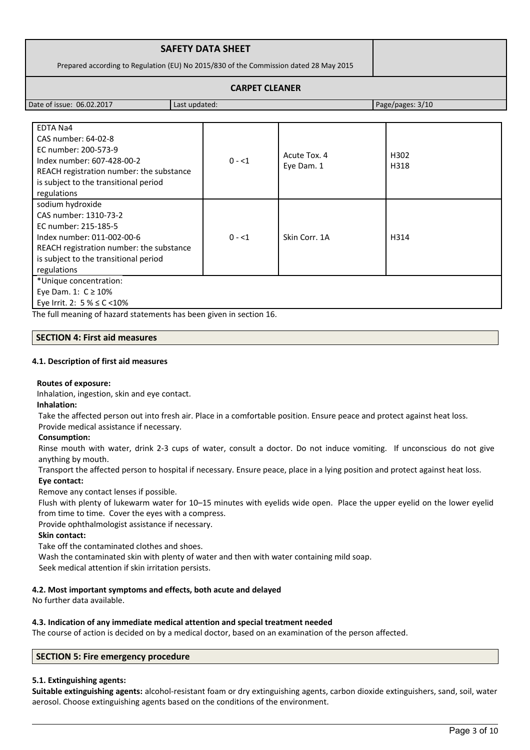| | | | |
|---|---|---|---|
| EDTA Na4<br>CAS number: 64-02-8<br>EC number: 200-573-9<br>Index number: 607-428-00-2<br>REACH registration number: the substance is subject to the transitional period regulations | 0 - <1 | Acute Tox. 4<br>Eye Dam. 1 | H302<br>H318 |
| sodium hydroxide<br>CAS number: 1310-73-2<br>EC number: 215-185-5<br>Index number: 011-002-00-6<br>REACH registration number: the substance is subject to the transitional period regulations | 0 - <1 | Skin Corr. 1A | H314 |
| *Unique concentration:<br>Eye Dam. 1: C ≥ 10%<br>Eye Irrit. 2: 5 % ≤ C <10% | | | |

The full meaning of hazard statements has been given in section 16.

## SECTION 4: First aid measures

### 4.1. Description of first aid measures

**Routes of exposure:**

Inhalation, ingestion, skin and eye contact.

**Inhalation:**

Take the affected person out into fresh air. Place in a comfortable position. Ensure peace and protect against heat loss. Provide medical assistance if necessary.

**Consumption:**

Rinse mouth with water, drink 2-3 cups of water, consult a doctor. Do not induce vomiting. If unconscious do not give anything by mouth.

Transport the affected person to hospital if necessary. Ensure peace, place in a lying position and protect against heat loss.

**Eye contact:**

Remove any contact lenses if possible.

Flush with plenty of lukewarm water for 10–15 minutes with eyelids wide open. Place the upper eyelid on the lower eyelid from time to time. Cover the eyes with a compress.

Provide ophthalmologist assistance if necessary.

**Skin contact:**

Take off the contaminated clothes and shoes.

Wash the contaminated skin with plenty of water and then with water containing mild soap.

Seek medical attention if skin irritation persists.

### 4.2. Most important symptoms and effects, both acute and delayed

No further data available.

### 4.3. Indication of any immediate medical attention and special treatment needed

The course of action is decided on by a medical doctor, based on an examination of the person affected.

## SECTION 5: Fire emergency procedure

### 5.1. Extinguishing agents:

**Suitable extinguishing agents:** alcohol-resistant foam or dry extinguishing agents, carbon dioxide extinguishers, sand, soil, water aerosol. Choose extinguishing agents based on the conditions of the environment.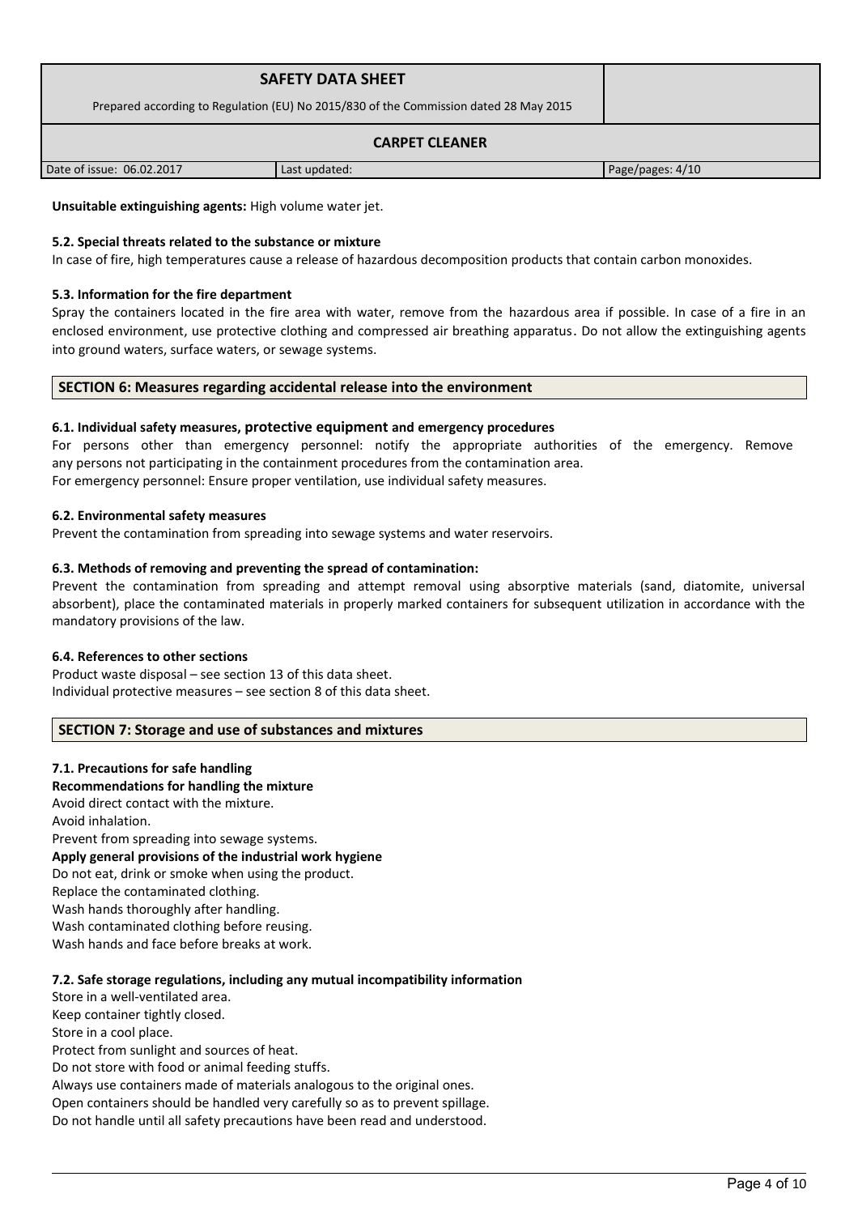**Unsuitable extinguishing agents:** High volume water jet.

**5.2. Special threats related to the substance or mixture**

In case of fire, high temperatures cause a release of hazardous decomposition products that contain carbon monoxides.

**5.3. Information for the fire department**

Spray the containers located in the fire area with water, remove from the hazardous area if possible. In case of a fire in an enclosed environment, use protective clothing and compressed air breathing apparatus. Do not allow the extinguishing agents into ground waters, surface waters, or sewage systems.

## SECTION 6: Measures regarding accidental release into the environment

**6.1. Individual safety measures, protective equipment and emergency procedures**

For persons other than emergency personnel: notify the appropriate authorities of the emergency. Remove any persons not participating in the containment procedures from the contamination area.
For emergency personnel: Ensure proper ventilation, use individual safety measures.

**6.2. Environmental safety measures**

Prevent the contamination from spreading into sewage systems and water reservoirs.

**6.3. Methods of removing and preventing the spread of contamination:**

Prevent the contamination from spreading and attempt removal using absorptive materials (sand, diatomite, universal absorbent), place the contaminated materials in properly marked containers for subsequent utilization in accordance with the mandatory provisions of the law.

**6.4. References to other sections**

Product waste disposal – see section 13 of this data sheet.
Individual protective measures – see section 8 of this data sheet.

## SECTION 7: Storage and use of substances and mixtures

**7.1. Precautions for safe handling**

**Recommendations for handling the mixture**

Avoid direct contact with the mixture.
Avoid inhalation.
Prevent from spreading into sewage systems.

**Apply general provisions of the industrial work hygiene**

Do not eat, drink or smoke when using the product.
Replace the contaminated clothing.
Wash hands thoroughly after handling.
Wash contaminated clothing before reusing.
Wash hands and face before breaks at work.

**7.2. Safe storage regulations, including any mutual incompatibility information**

Store in a well-ventilated area.
Keep container tightly closed.
Store in a cool place.
Protect from sunlight and sources of heat.
Do not store with food or animal feeding stuffs.
Always use containers made of materials analogous to the original ones.
Open containers should be handled very carefully so as to prevent spillage.
Do not handle until all safety precautions have been read and understood.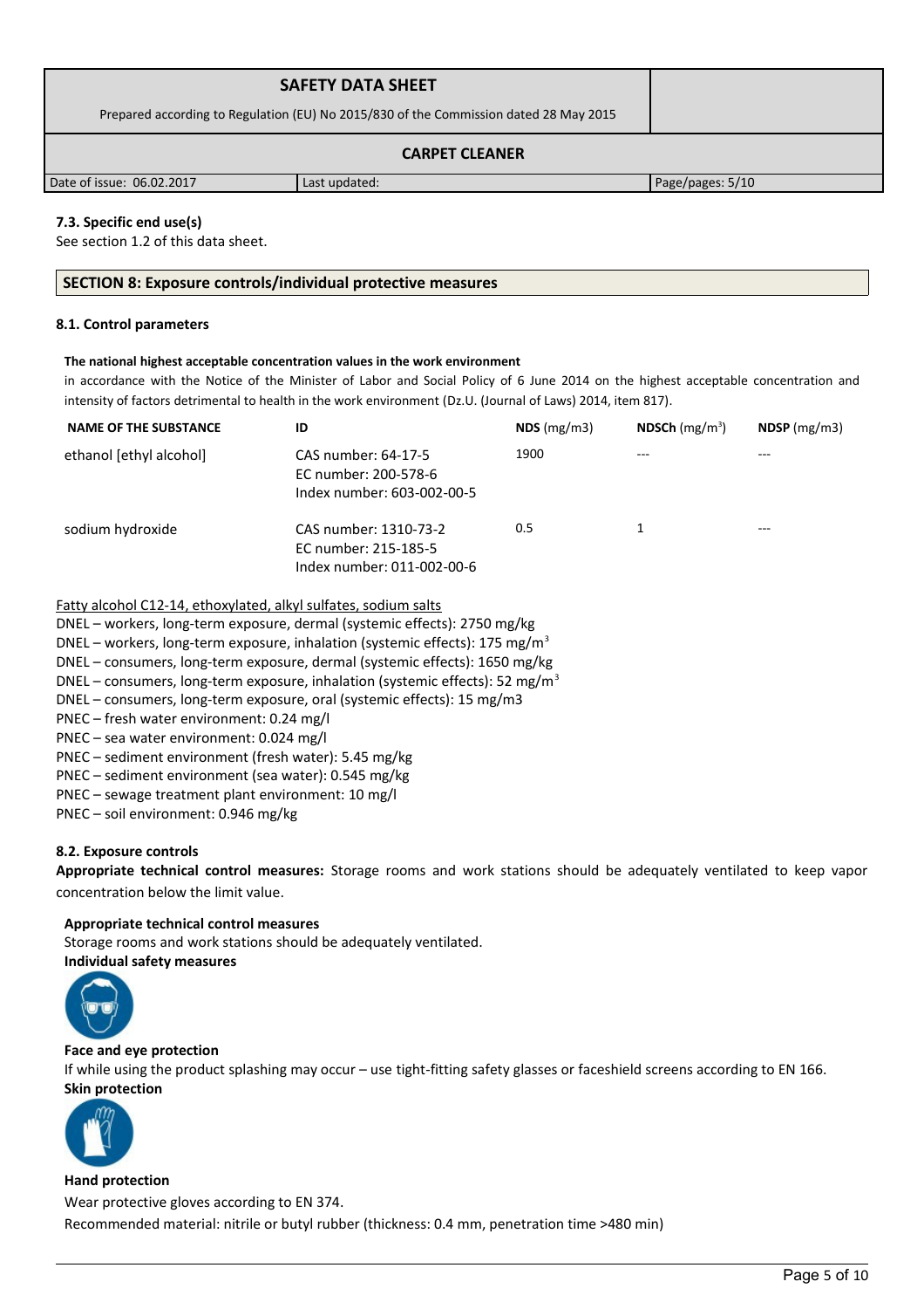### 7.3. Specific end use(s)

See section 1.2 of this data sheet.

## SECTION 8: Exposure controls/individual protective measures

### 8.1. Control parameters

**The national highest acceptable concentration values in the work environment**

in accordance with the Notice of the Minister of Labor and Social Policy of 6 June 2014 on the highest acceptable concentration and intensity of factors detrimental to health in the work environment (Dz.U. (Journal of Laws) 2014, item 817).

| NAME OF THE SUBSTANCE | ID | NDS (mg/m3) | NDSCh (mg/m$^3$) | NDSP (mg/m3) |
|---|---|---|---|---|
| ethanol [ethyl alcohol] | CAS number: 64-17-5<br>EC number: 200-578-6<br>Index number: 603-002-00-5 | 1900 | --- | --- |
| sodium hydroxide | CAS number: 1310-73-2<br>EC number: 215-185-5<br>Index number: 011-002-00-6 | 0.5 | 1 | --- |

Fatty alcohol C12-14, ethoxylated, alkyl sulfates, sodium salts

DNEL – workers, long-term exposure, dermal (systemic effects): 2750 mg/kg
DNEL – workers, long-term exposure, inhalation (systemic effects): 175 mg/m$^3$
DNEL – consumers, long-term exposure, dermal (systemic effects): 1650 mg/kg
DNEL – consumers, long-term exposure, inhalation (systemic effects): 52 mg/m$^3$
DNEL – consumers, long-term exposure, oral (systemic effects): 15 mg/m3
PNEC – fresh water environment: 0.24 mg/l
PNEC – sea water environment: 0.024 mg/l
PNEC – sediment environment (fresh water): 5.45 mg/kg
PNEC – sediment environment (sea water): 0.545 mg/kg
PNEC – sewage treatment plant environment: 10 mg/l
PNEC – soil environment: 0.946 mg/kg

### 8.2. Exposure controls

**Appropriate technical control measures:** Storage rooms and work stations should be adequately ventilated to keep vapor concentration below the limit value.

**Appropriate technical control measures**

Storage rooms and work stations should be adequately ventilated.

**Individual safety measures**

**Face and eye protection**

If while using the product splashing may occur – use tight-fitting safety glasses or faceshield screens according to EN 166.

**Skin protection**

**Hand protection**

Wear protective gloves according to EN 374.

Recommended material: nitrile or butyl rubber (thickness: 0.4 mm, penetration time >480 min)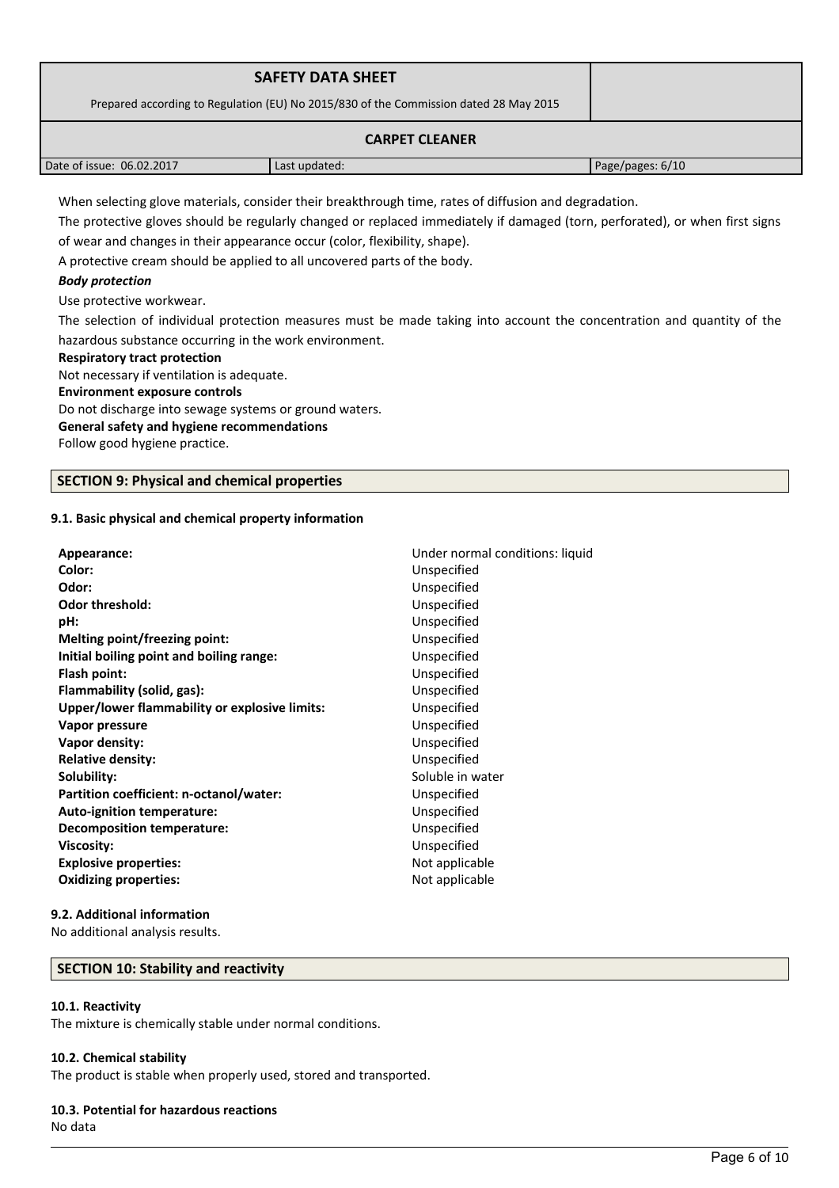When selecting glove materials, consider their breakthrough time, rates of diffusion and degradation.

The protective gloves should be regularly changed or replaced immediately if damaged (torn, perforated), or when first signs of wear and changes in their appearance occur (color, flexibility, shape).

A protective cream should be applied to all uncovered parts of the body.

***Body protection***

Use protective workwear.

The selection of individual protection measures must be made taking into account the concentration and quantity of the hazardous substance occurring in the work environment.

**Respiratory tract protection**

Not necessary if ventilation is adequate.

**Environment exposure controls**

Do not discharge into sewage systems or ground waters.

**General safety and hygiene recommendations**

Follow good hygiene practice.

## SECTION 9: Physical and chemical properties

### 9.1. Basic physical and chemical property information

| | |
|---|---|
| **Appearance:** | Under normal conditions: liquid |
| **Color:** | Unspecified |
| **Odor:** | Unspecified |
| **Odor threshold:** | Unspecified |
| **pH:** | Unspecified |
| **Melting point/freezing point:** | Unspecified |
| **Initial boiling point and boiling range:** | Unspecified |
| **Flash point:** | Unspecified |
| **Flammability (solid, gas):** | Unspecified |
| **Upper/lower flammability or explosive limits:** | Unspecified |
| **Vapor pressure** | Unspecified |
| **Vapor density:** | Unspecified |
| **Relative density:** | Unspecified |
| **Solubility:** | Soluble in water |
| **Partition coefficient: n-octanol/water:** | Unspecified |
| **Auto-ignition temperature:** | Unspecified |
| **Decomposition temperature:** | Unspecified |
| **Viscosity:** | Unspecified |
| **Explosive properties:** | Not applicable |
| **Oxidizing properties:** | Not applicable |

### 9.2. Additional information

No additional analysis results.

## SECTION 10: Stability and reactivity

### 10.1. Reactivity

The mixture is chemically stable under normal conditions.

### 10.2. Chemical stability

The product is stable when properly used, stored and transported.

### 10.3. Potential for hazardous reactions

No data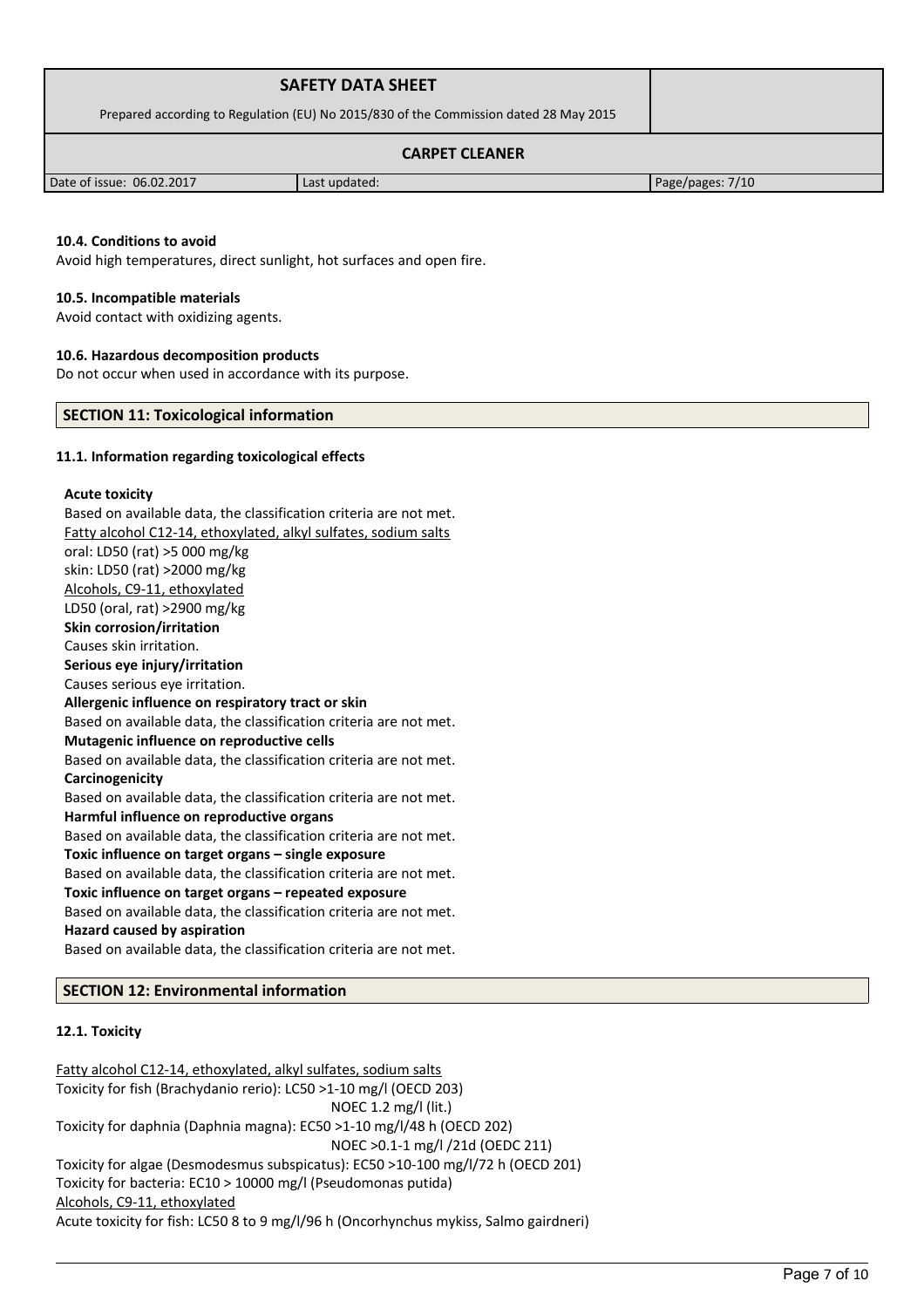#### 10.4. Conditions to avoid

Avoid high temperatures, direct sunlight, hot surfaces and open fire.

#### 10.5. Incompatible materials

Avoid contact with oxidizing agents.

#### 10.6. Hazardous decomposition products

Do not occur when used in accordance with its purpose.

## SECTION 11: Toxicological information

#### 11.1. Information regarding toxicological effects

**Acute toxicity**
Based on available data, the classification criteria are not met.
Fatty alcohol C12-14, ethoxylated, alkyl sulfates, sodium salts
oral: LD50 (rat) >5 000 mg/kg
skin: LD50 (rat) >2000 mg/kg
Alcohols, C9-11, ethoxylated
LD50 (oral, rat) >2900 mg/kg
**Skin corrosion/irritation**
Causes skin irritation.
**Serious eye injury/irritation**
Causes serious eye irritation.
**Allergenic influence on respiratory tract or skin**
Based on available data, the classification criteria are not met.
**Mutagenic influence on reproductive cells**
Based on available data, the classification criteria are not met.
**Carcinogenicity**
Based on available data, the classification criteria are not met.
**Harmful influence on reproductive organs**
Based on available data, the classification criteria are not met.
**Toxic influence on target organs – single exposure**
Based on available data, the classification criteria are not met.
**Toxic influence on target organs – repeated exposure**
Based on available data, the classification criteria are not met.
**Hazard caused by aspiration**
Based on available data, the classification criteria are not met.

## SECTION 12: Environmental information

#### 12.1. Toxicity

Fatty alcohol C12-14, ethoxylated, alkyl sulfates, sodium salts
Toxicity for fish (Brachydanio rerio): LC50 >1-10 mg/l (OECD 203)
NOEC 1.2 mg/l (lit.)
Toxicity for daphnia (Daphnia magna): EC50 >1-10 mg/l/48 h (OECD 202)
NOEC >0.1-1 mg/l /21d (OEDC 211)
Toxicity for algae (Desmodesmus subspicatus): EC50 >10-100 mg/l/72 h (OECD 201)
Toxicity for bacteria: EC10 > 10000 mg/l (Pseudomonas putida)
Alcohols, C9-11, ethoxylated
Acute toxicity for fish: LC50 8 to 9 mg/l/96 h (Oncorhynchus mykiss, Salmo gairdneri)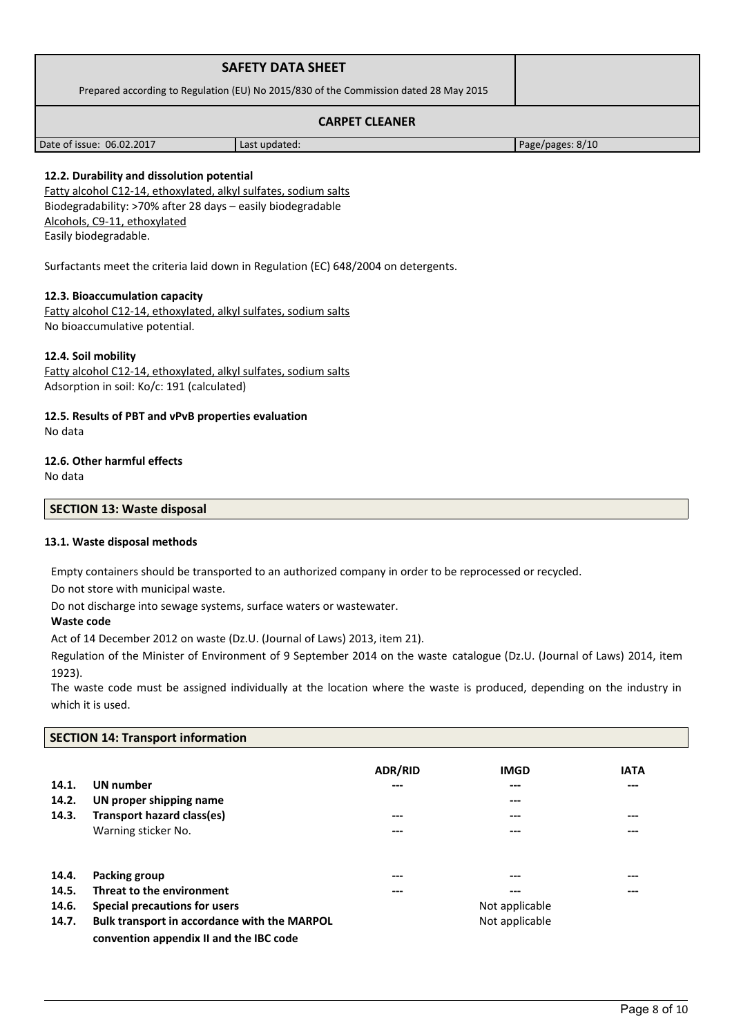### 12.2. Durability and dissolution potential

Fatty alcohol C12-14, ethoxylated, alkyl sulfates, sodium salts
Biodegradability: >70% after 28 days – easily biodegradable
Alcohols, C9-11, ethoxylated
Easily biodegradable.

Surfactants meet the criteria laid down in Regulation (EC) 648/2004 on detergents.

### 12.3. Bioaccumulation capacity

Fatty alcohol C12-14, ethoxylated, alkyl sulfates, sodium salts
No bioaccumulative potential.

### 12.4. Soil mobility

Fatty alcohol C12-14, ethoxylated, alkyl sulfates, sodium salts
Adsorption in soil: Ko/c: 191 (calculated)

### 12.5. Results of PBT and vPvB properties evaluation

No data

### 12.6. Other harmful effects

No data

## SECTION 13: Waste disposal

### 13.1. Waste disposal methods

Empty containers should be transported to an authorized company in order to be reprocessed or recycled.

Do not store with municipal waste.

Do not discharge into sewage systems, surface waters or wastewater.

**Waste code**

Act of 14 December 2012 on waste (Dz.U. (Journal of Laws) 2013, item 21).

Regulation of the Minister of Environment of 9 September 2014 on the waste catalogue (Dz.U. (Journal of Laws) 2014, item 1923).

The waste code must be assigned individually at the location where the waste is produced, depending on the industry in which it is used.

## SECTION 14: Transport information

| | | ADR/RID | IMGD | IATA |
|---|---|---|---|---|
| 14.1. | **UN number** | --- | --- | --- |
| 14.2. | **UN proper shipping name** | | --- | |
| 14.3. | **Transport hazard class(es)** | --- | --- | --- |
| | Warning sticker No. | --- | --- | --- |
| 14.4. | **Packing group** | --- | --- | --- |
| 14.5. | **Threat to the environment** | --- | --- | --- |
| 14.6. | **Special precautions for users** | | Not applicable | |
| 14.7. | **Bulk transport in accordance with the MARPOL convention appendix II and the IBC code** | | Not applicable | |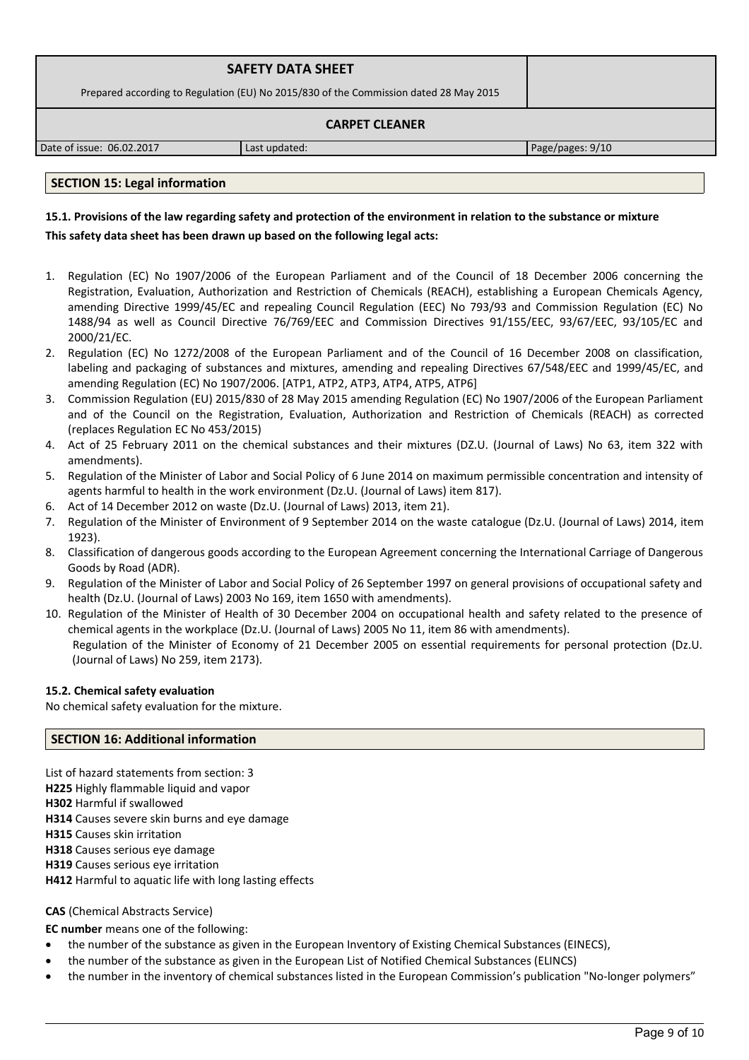## SECTION 15: Legal information

### 15.1. Provisions of the law regarding safety and protection of the environment in relation to the substance or mixture

**This safety data sheet has been drawn up based on the following legal acts:**

1. Regulation (EC) No 1907/2006 of the European Parliament and of the Council of 18 December 2006 concerning the Registration, Evaluation, Authorization and Restriction of Chemicals (REACH), establishing a European Chemicals Agency, amending Directive 1999/45/EC and repealing Council Regulation (EEC) No 793/93 and Commission Regulation (EC) No 1488/94 as well as Council Directive 76/769/EEC and Commission Directives 91/155/EEC, 93/67/EEC, 93/105/EC and 2000/21/EC.
2. Regulation (EC) No 1272/2008 of the European Parliament and of the Council of 16 December 2008 on classification, labeling and packaging of substances and mixtures, amending and repealing Directives 67/548/EEC and 1999/45/EC, and amending Regulation (EC) No 1907/2006. [ATP1, ATP2, ATP3, ATP4, ATP5, ATP6]
3. Commission Regulation (EU) 2015/830 of 28 May 2015 amending Regulation (EC) No 1907/2006 of the European Parliament and of the Council on the Registration, Evaluation, Authorization and Restriction of Chemicals (REACH) as corrected (replaces Regulation EC No 453/2015)
4. Act of 25 February 2011 on the chemical substances and their mixtures (DZ.U. (Journal of Laws) No 63, item 322 with amendments).
5. Regulation of the Minister of Labor and Social Policy of 6 June 2014 on maximum permissible concentration and intensity of agents harmful to health in the work environment (Dz.U. (Journal of Laws) item 817).
6. Act of 14 December 2012 on waste (Dz.U. (Journal of Laws) 2013, item 21).
7. Regulation of the Minister of Environment of 9 September 2014 on the waste catalogue (Dz.U. (Journal of Laws) 2014, item 1923).
8. Classification of dangerous goods according to the European Agreement concerning the International Carriage of Dangerous Goods by Road (ADR).
9. Regulation of the Minister of Labor and Social Policy of 26 September 1997 on general provisions of occupational safety and health (Dz.U. (Journal of Laws) 2003 No 169, item 1650 with amendments).
10. Regulation of the Minister of Health of 30 December 2004 on occupational health and safety related to the presence of chemical agents in the workplace (Dz.U. (Journal of Laws) 2005 No 11, item 86 with amendments).
    Regulation of the Minister of Economy of 21 December 2005 on essential requirements for personal protection (Dz.U. (Journal of Laws) No 259, item 2173).

### 15.2. Chemical safety evaluation

No chemical safety evaluation for the mixture.

## SECTION 16: Additional information

List of hazard statements from section: 3

**H225** Highly flammable liquid and vapor
**H302** Harmful if swallowed
**H314** Causes severe skin burns and eye damage
**H315** Causes skin irritation
**H318** Causes serious eye damage
**H319** Causes serious eye irritation
**H412** Harmful to aquatic life with long lasting effects

**CAS** (Chemical Abstracts Service)

**EC number** means one of the following:

- the number of the substance as given in the European Inventory of Existing Chemical Substances (EINECS),
- the number of the substance as given in the European List of Notified Chemical Substances (ELINCS)
- the number in the inventory of chemical substances listed in the European Commission's publication "No-longer polymers"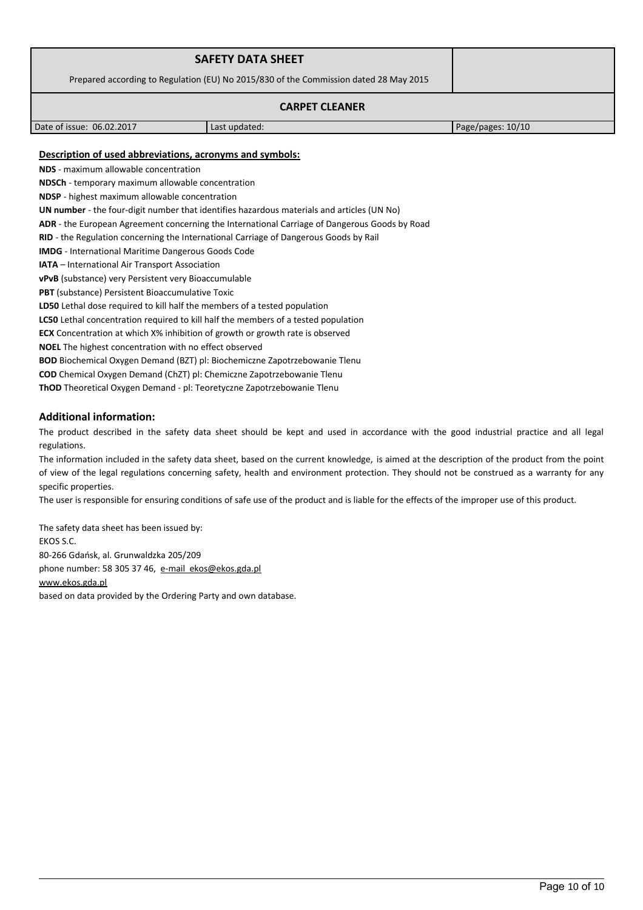## Description of used abbreviations, acronyms and symbols:

**NDS** - maximum allowable concentration
**NDSCh** - temporary maximum allowable concentration
**NDSP** - highest maximum allowable concentration
**UN number** - the four-digit number that identifies hazardous materials and articles (UN No)
**ADR** - the European Agreement concerning the International Carriage of Dangerous Goods by Road
**RID** - the Regulation concerning the International Carriage of Dangerous Goods by Rail
**IMDG** - International Maritime Dangerous Goods Code
**IATA** – International Air Transport Association
**vPvB** (substance) very Persistent very Bioaccumulable
**PBT** (substance) Persistent Bioaccumulative Toxic
**LD50** Lethal dose required to kill half the members of a tested population
**LC50** Lethal concentration required to kill half the members of a tested population
**ECX** Concentration at which X% inhibition of growth or growth rate is observed
**NOEL** The highest concentration with no effect observed
**BOD** Biochemical Oxygen Demand (BZT) pl: Biochemiczne Zapotrzebowanie Tlenu
**COD** Chemical Oxygen Demand (ChZT) pl: Chemiczne Zapotrzebowanie Tlenu
**ThOD** Theoretical Oxygen Demand - pl: Teoretyczne Zapotrzebowanie Tlenu

## Additional information:

The product described in the safety data sheet should be kept and used in accordance with the good industrial practice and all legal regulations.

The information included in the safety data sheet, based on the current knowledge, is aimed at the description of the product from the point of view of the legal regulations concerning safety, health and environment protection. They should not be construed as a warranty for any specific properties.

The user is responsible for ensuring conditions of safe use of the product and is liable for the effects of the improper use of this product.

The safety data sheet has been issued by:
EKOS S.C.
80-266 Gdańsk, al. Grunwaldzka 205/209
phone number: 58 305 37 46, e-mail ekos@ekos.gda.pl
www.ekos.gda.pl
based on data provided by the Ordering Party and own database.